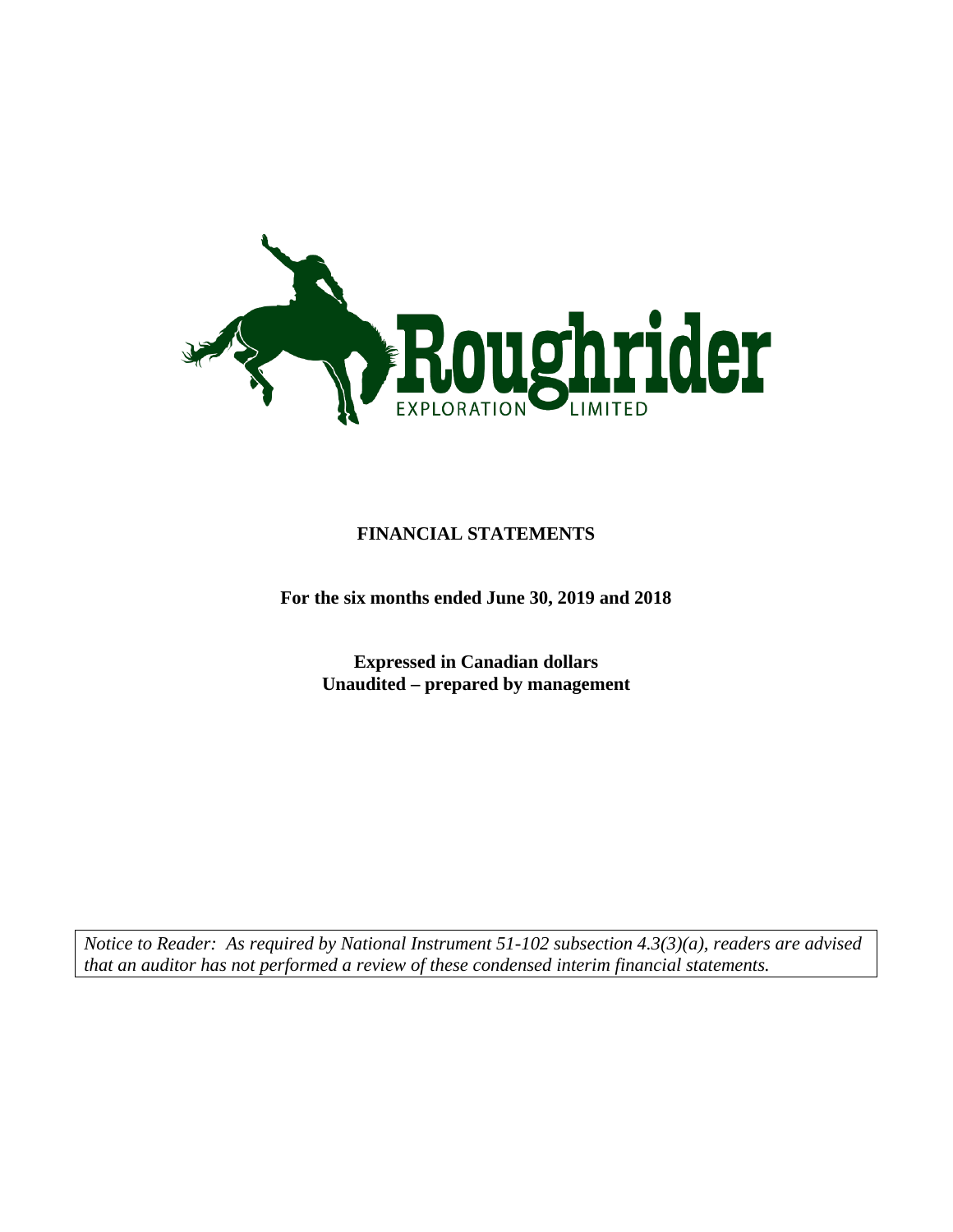Roughrider
EXPLORATION LIMITED

**FINANCIAL STATEMENTS**

**For the six months ended June 30, 2019 and 2018**

**Expressed in Canadian dollars**
**Unaudited – prepared by management**

*Notice to Reader: As required by National Instrument 51-102 subsection 4.3(3)(a), readers are advised that an auditor has not performed a review of these condensed interim financial statements.*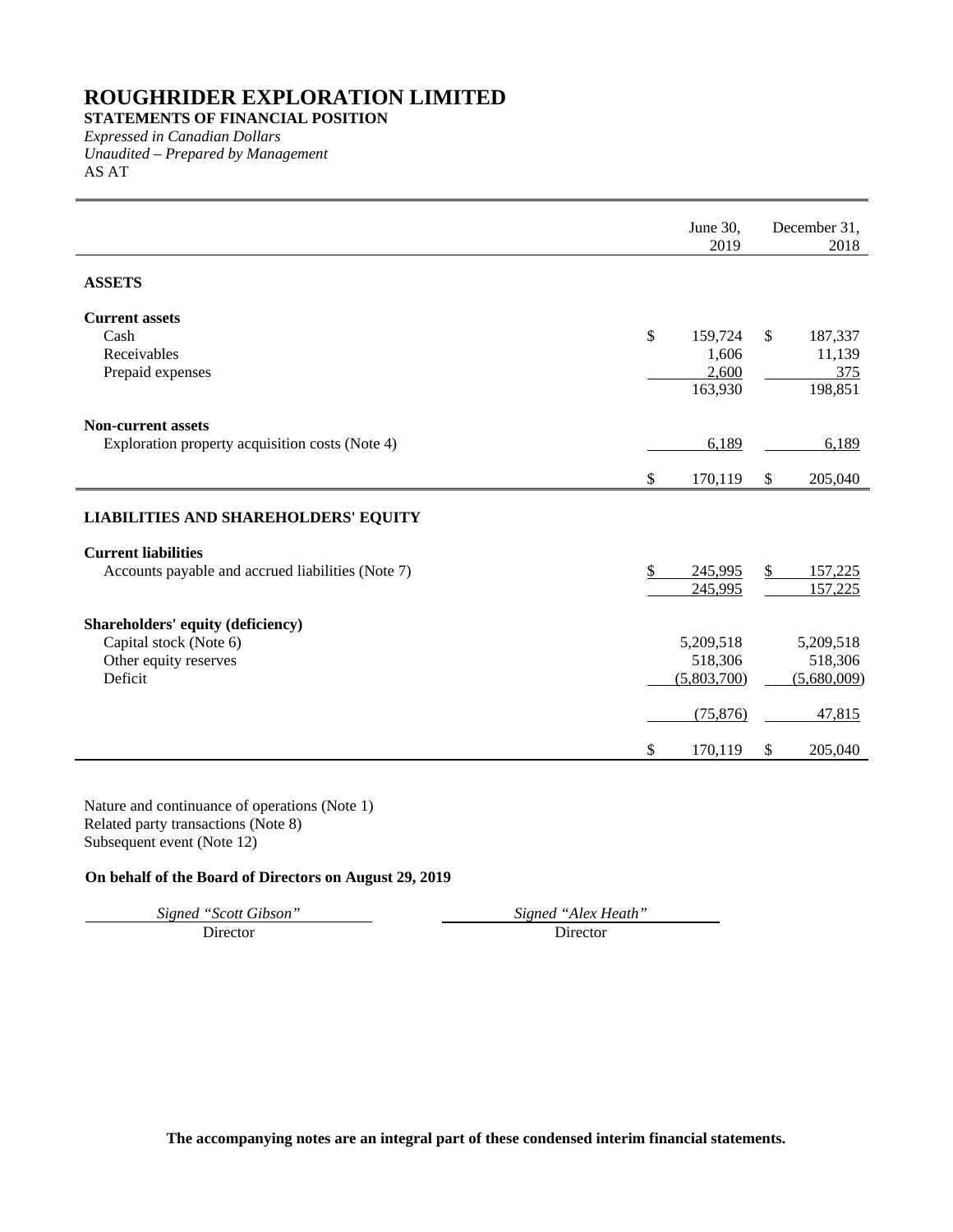# ROUGHRIDER EXPLORATION LIMITED

**STATEMENTS OF FINANCIAL POSITION**

*Expressed in Canadian Dollars*

*Unaudited – Prepared by Management*

AS AT

| | June 30, 2019 | December 31, 2018 |
|---|---|---|
| **ASSETS** | | |
| **Current assets** | | |
| Cash | $ 159,724 | $ 187,337 |
| Receivables | 1,606 | 11,139 |
| Prepaid expenses | 2,600 | 375 |
| | 163,930 | 198,851 |
| **Non-current assets** | | |
| Exploration property acquisition costs (Note 4) | 6,189 | 6,189 |
| | $ 170,119 | $ 205,040 |
| **LIABILITIES AND SHAREHOLDERS' EQUITY** | | |
| **Current liabilities** | | |
| Accounts payable and accrued liabilities (Note 7) | $ 245,995 | $ 157,225 |
| | 245,995 | 157,225 |
| **Shareholders' equity (deficiency)** | | |
| Capital stock (Note 6) | 5,209,518 | 5,209,518 |
| Other equity reserves | 518,306 | 518,306 |
| Deficit | (5,803,700) | (5,680,009) |
| | (75,876) | 47,815 |
| | $ 170,119 | $ 205,040 |

Nature and continuance of operations (Note 1)

Related party transactions (Note 8)

Subsequent event (Note 12)

**On behalf of the Board of Directors on August 29, 2019**

*Signed "Scott Gibson"* Director

*Signed "Alex Heath"* Director

**The accompanying notes are an integral part of these condensed interim financial statements.**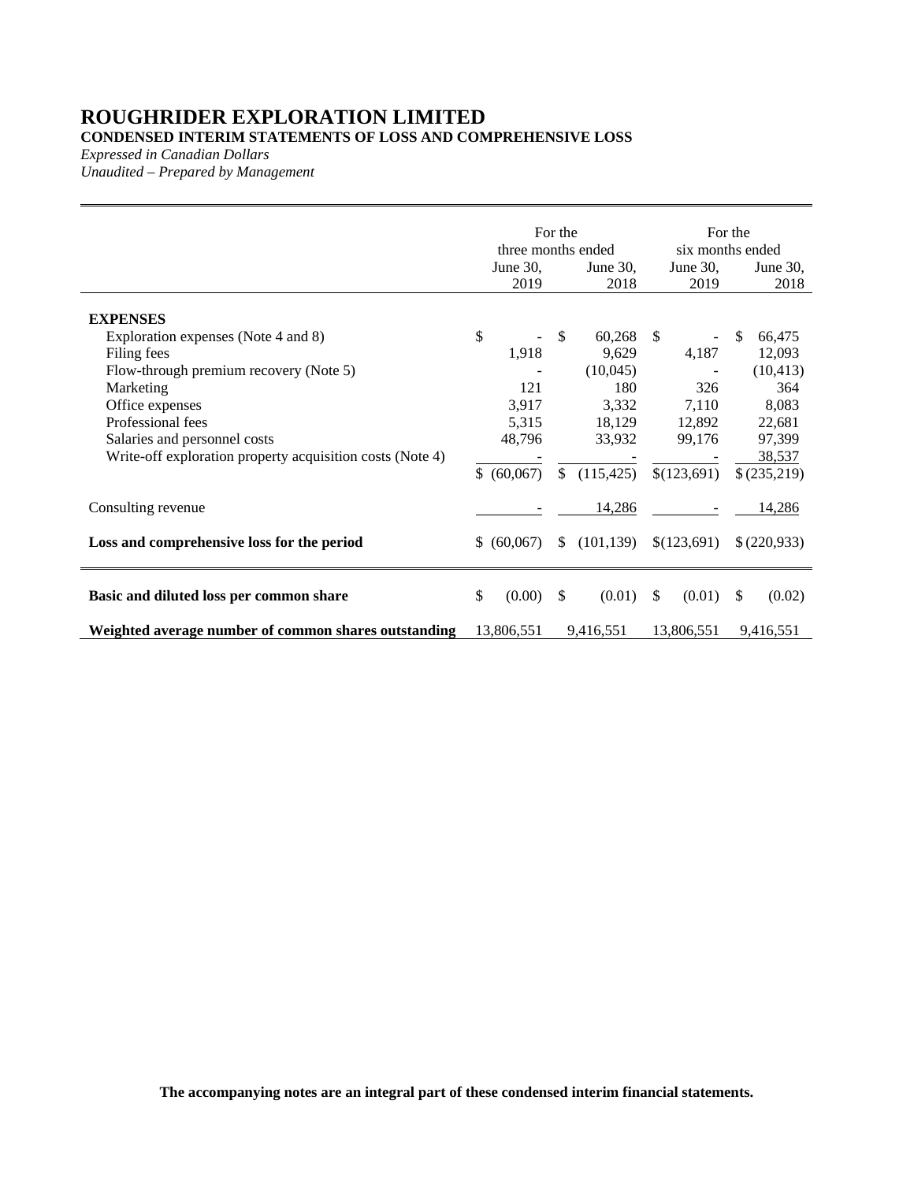# ROUGHRIDER EXPLORATION LIMITED

**CONDENSED INTERIM STATEMENTS OF LOSS AND COMPREHENSIVE LOSS**

*Expressed in Canadian Dollars*

*Unaudited – Prepared by Management*

| | For the three months ended | | For the six months ended | |
|---|---|---|---|---|
| | June 30, 2019 | June 30, 2018 | June 30, 2019 | June 30, 2018 |
| **EXPENSES** | | | | |
| Exploration expenses (Note 4 and 8) | $ - | $ 60,268 | $ - | $ 66,475 |
| Filing fees | 1,918 | 9,629 | 4,187 | 12,093 |
| Flow-through premium recovery (Note 5) | - | (10,045) | - | (10,413) |
| Marketing | 121 | 180 | 326 | 364 |
| Office expenses | 3,917 | 3,332 | 7,110 | 8,083 |
| Professional fees | 5,315 | 18,129 | 12,892 | 22,681 |
| Salaries and personnel costs | 48,796 | 33,932 | 99,176 | 97,399 |
| Write-off exploration property acquisition costs (Note 4) | - | - | - | 38,537 |
| | $ (60,067) | $ (115,425) | $(123,691) | $ (235,219) |
| Consulting revenue | - | 14,286 | - | 14,286 |
| **Loss and comprehensive loss for the period** | $ (60,067) | $ (101,139) | $(123,691) | $ (220,933) |
| **Basic and diluted loss per common share** | $ (0.00) | $ (0.01) | $ (0.01) | $ (0.02) |
| **Weighted average number of common shares outstanding** | 13,806,551 | 9,416,551 | 13,806,551 | 9,416,551 |

**The accompanying notes are an integral part of these condensed interim financial statements.**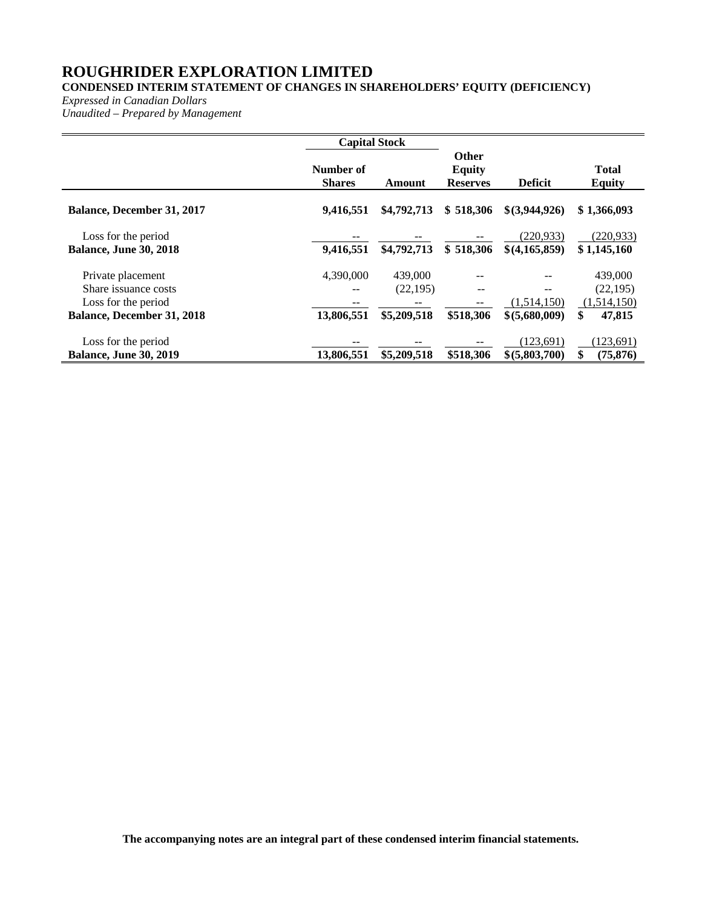# ROUGHRIDER EXPLORATION LIMITED

**CONDENSED INTERIM STATEMENT OF CHANGES IN SHAREHOLDERS' EQUITY (DEFICIENCY)**

*Expressed in Canadian Dollars*

*Unaudited – Prepared by Management*

| | Capital Stock | | | | |
|---|---|---|---|---|---|
| | Number of Shares | Amount | Other Equity Reserves | Deficit | Total Equity |
| **Balance, December 31, 2017** | **9,416,551** | **$4,792,713** | **$ 518,306** | **$(3,944,926)** | **$ 1,366,093** |
| Loss for the period | -- | -- | -- | (220,933) | (220,933) |
| **Balance, June 30, 2018** | **9,416,551** | **$4,792,713** | **$ 518,306** | **$(4,165,859)** | **$ 1,145,160** |
| Private placement | 4,390,000 | 439,000 | -- | -- | 439,000 |
| Share issuance costs | -- | (22,195) | -- | -- | (22,195) |
| Loss for the period | -- | -- | -- | (1,514,150) | (1,514,150) |
| **Balance, December 31, 2018** | **13,806,551** | **$5,209,518** | **$518,306** | **$(5,680,009)** | **$ 47,815** |
| Loss for the period | -- | -- | -- | (123,691) | (123,691) |
| **Balance, June 30, 2019** | **13,806,551** | **$5,209,518** | **$518,306** | **$(5,803,700)** | **$ (75,876)** |

**The accompanying notes are an integral part of these condensed interim financial statements.**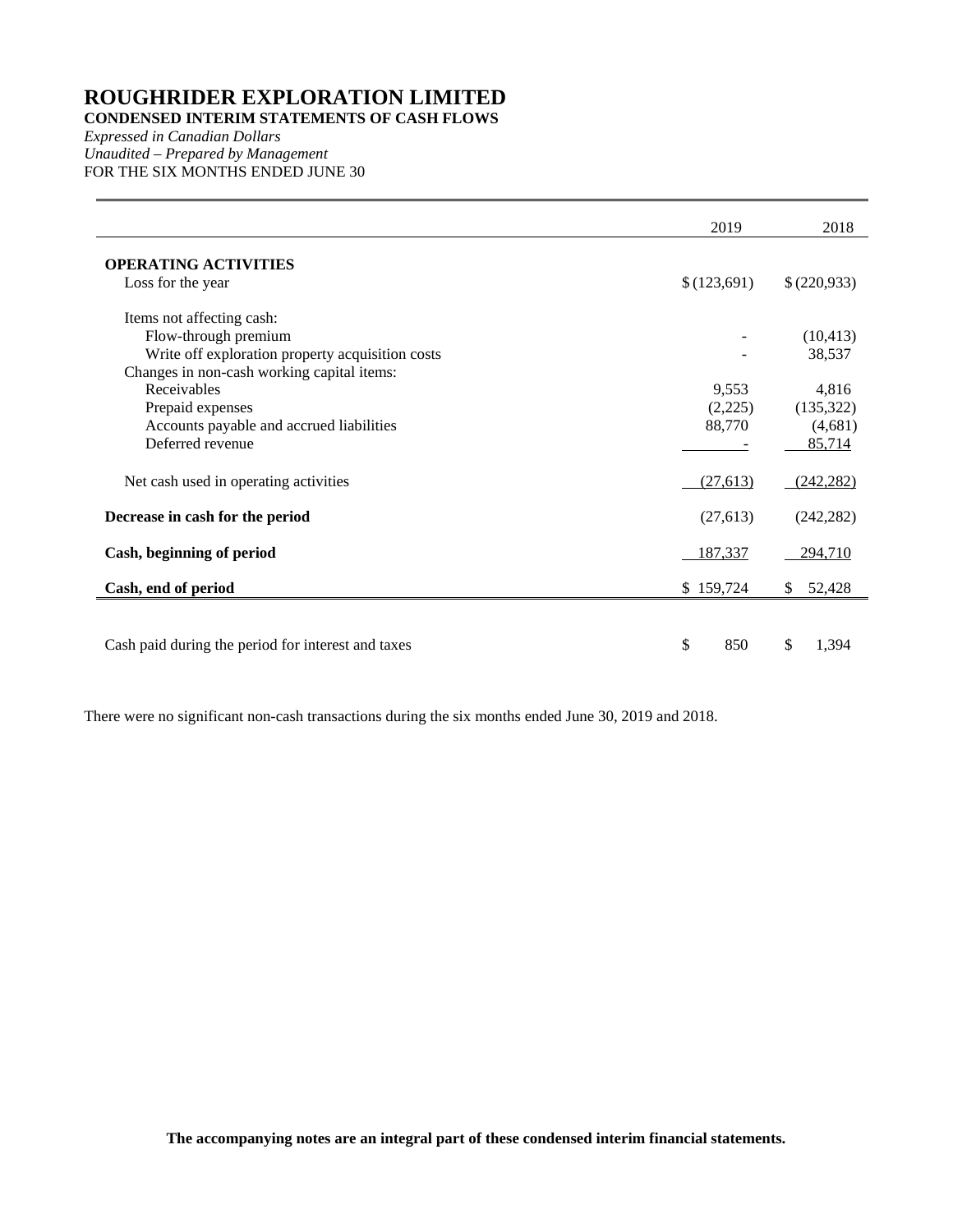# ROUGHRIDER EXPLORATION LIMITED

**CONDENSED INTERIM STATEMENTS OF CASH FLOWS**

*Expressed in Canadian Dollars*

*Unaudited – Prepared by Management*

FOR THE SIX MONTHS ENDED JUNE 30

| | 2019 | 2018 |
|---|---|---|
| **OPERATING ACTIVITIES** | | |
| Loss for the year | $ (123,691) | $ (220,933) |
| Items not affecting cash: | | |
| Flow-through premium | - | (10,413) |
| Write off exploration property acquisition costs | - | 38,537 |
| Changes in non-cash working capital items: | | |
| Receivables | 9,553 | 4,816 |
| Prepaid expenses | (2,225) | (135,322) |
| Accounts payable and accrued liabilities | 88,770 | (4,681) |
| Deferred revenue | - | 85,714 |
| Net cash used in operating activities | (27,613) | (242,282) |
| **Decrease in cash for the period** | (27,613) | (242,282) |
| **Cash, beginning of period** | 187,337 | 294,710 |
| **Cash, end of period** | $ 159,724 | $ 52,428 |
| Cash paid during the period for interest and taxes | $ 850 | $ 1,394 |

There were no significant non-cash transactions during the six months ended June 30, 2019 and 2018.

**The accompanying notes are an integral part of these condensed interim financial statements.**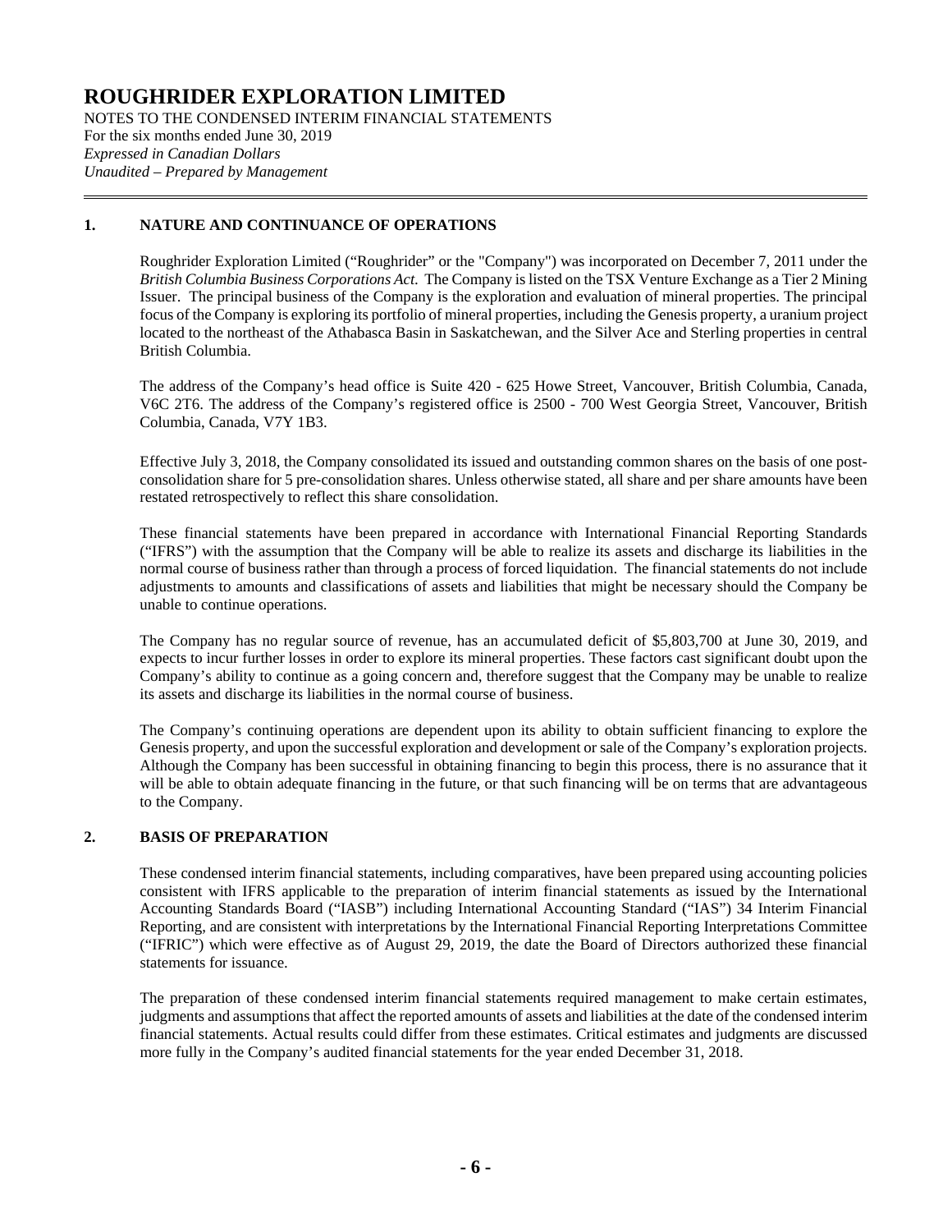# ROUGHRIDER EXPLORATION LIMITED

NOTES TO THE CONDENSED INTERIM FINANCIAL STATEMENTS
For the six months ended June 30, 2019
*Expressed in Canadian Dollars*
*Unaudited – Prepared by Management*

## 1. NATURE AND CONTINUANCE OF OPERATIONS

Roughrider Exploration Limited ("Roughrider" or the "Company") was incorporated on December 7, 2011 under the *British Columbia Business Corporations Act*. The Company is listed on the TSX Venture Exchange as a Tier 2 Mining Issuer. The principal business of the Company is the exploration and evaluation of mineral properties. The principal focus of the Company is exploring its portfolio of mineral properties, including the Genesis property, a uranium project located to the northeast of the Athabasca Basin in Saskatchewan, and the Silver Ace and Sterling properties in central British Columbia.

The address of the Company's head office is Suite 420 - 625 Howe Street, Vancouver, British Columbia, Canada, V6C 2T6. The address of the Company's registered office is 2500 - 700 West Georgia Street, Vancouver, British Columbia, Canada, V7Y 1B3.

Effective July 3, 2018, the Company consolidated its issued and outstanding common shares on the basis of one post-consolidation share for 5 pre-consolidation shares. Unless otherwise stated, all share and per share amounts have been restated retrospectively to reflect this share consolidation.

These financial statements have been prepared in accordance with International Financial Reporting Standards ("IFRS") with the assumption that the Company will be able to realize its assets and discharge its liabilities in the normal course of business rather than through a process of forced liquidation. The financial statements do not include adjustments to amounts and classifications of assets and liabilities that might be necessary should the Company be unable to continue operations.

The Company has no regular source of revenue, has an accumulated deficit of $5,803,700 at June 30, 2019, and expects to incur further losses in order to explore its mineral properties. These factors cast significant doubt upon the Company's ability to continue as a going concern and, therefore suggest that the Company may be unable to realize its assets and discharge its liabilities in the normal course of business.

The Company's continuing operations are dependent upon its ability to obtain sufficient financing to explore the Genesis property, and upon the successful exploration and development or sale of the Company's exploration projects. Although the Company has been successful in obtaining financing to begin this process, there is no assurance that it will be able to obtain adequate financing in the future, or that such financing will be on terms that are advantageous to the Company.

## 2. BASIS OF PREPARATION

These condensed interim financial statements, including comparatives, have been prepared using accounting policies consistent with IFRS applicable to the preparation of interim financial statements as issued by the International Accounting Standards Board ("IASB") including International Accounting Standard ("IAS") 34 Interim Financial Reporting, and are consistent with interpretations by the International Financial Reporting Interpretations Committee ("IFRIC") which were effective as of August 29, 2019, the date the Board of Directors authorized these financial statements for issuance.

The preparation of these condensed interim financial statements required management to make certain estimates, judgments and assumptions that affect the reported amounts of assets and liabilities at the date of the condensed interim financial statements. Actual results could differ from these estimates. Critical estimates and judgments are discussed more fully in the Company's audited financial statements for the year ended December 31, 2018.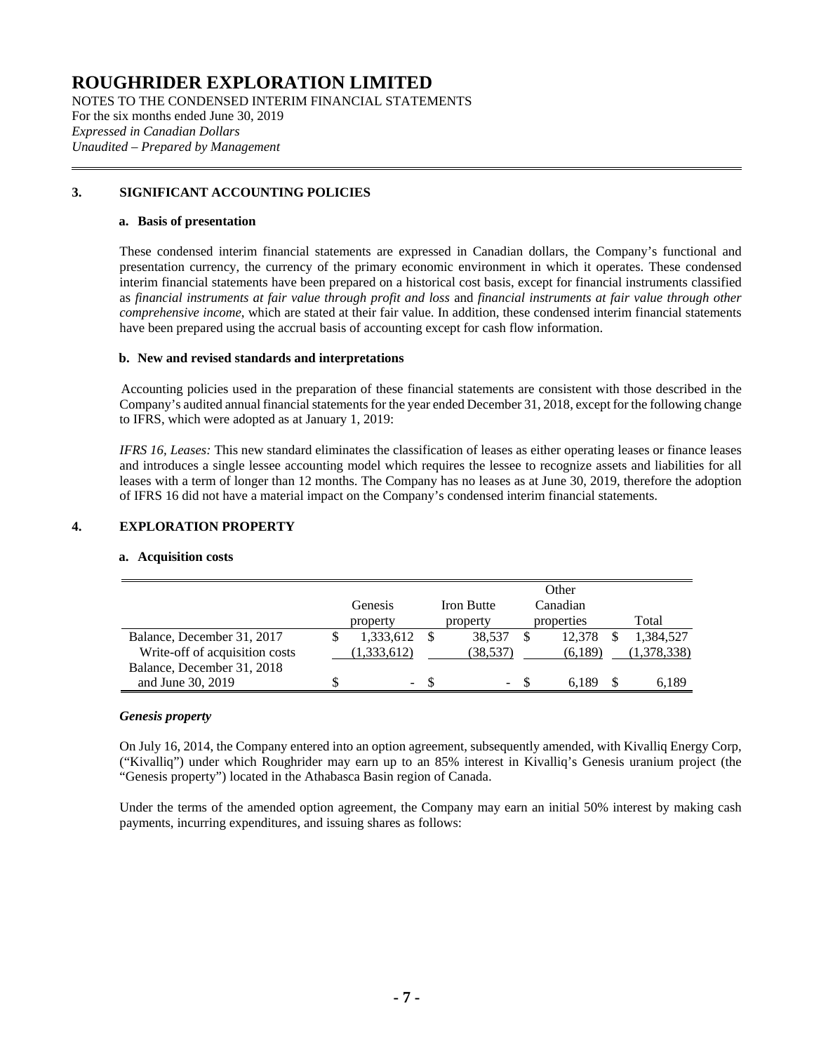# ROUGHRIDER EXPLORATION LIMITED

NOTES TO THE CONDENSED INTERIM FINANCIAL STATEMENTS
For the six months ended June 30, 2019
*Expressed in Canadian Dollars*
*Unaudited – Prepared by Management*

## 3. SIGNIFICANT ACCOUNTING POLICIES

### a. Basis of presentation

These condensed interim financial statements are expressed in Canadian dollars, the Company's functional and presentation currency, the currency of the primary economic environment in which it operates. These condensed interim financial statements have been prepared on a historical cost basis, except for financial instruments classified as *financial instruments at fair value through profit and loss* and *financial instruments at fair value through other comprehensive income*, which are stated at their fair value. In addition, these condensed interim financial statements have been prepared using the accrual basis of accounting except for cash flow information.

### b. New and revised standards and interpretations

Accounting policies used in the preparation of these financial statements are consistent with those described in the Company's audited annual financial statements for the year ended December 31, 2018, except for the following change to IFRS, which were adopted as at January 1, 2019:

*IFRS 16, Leases:* This new standard eliminates the classification of leases as either operating leases or finance leases and introduces a single lessee accounting model which requires the lessee to recognize assets and liabilities for all leases with a term of longer than 12 months. The Company has no leases as at June 30, 2019, therefore the adoption of IFRS 16 did not have a material impact on the Company's condensed interim financial statements.

## 4. EXPLORATION PROPERTY

### a. Acquisition costs

| | Genesis property | Iron Butte property | Other Canadian properties | Total |
|---|---|---|---|---|
| Balance, December 31, 2017 | $ 1,333,612 | $ 38,537 | $ 12,378 | $ 1,384,527 |
| Write-off of acquisition costs | (1,333,612) | (38,537) | (6,189) | (1,378,338) |
| Balance, December 31, 2018 and June 30, 2019 | $ - | $ - | $ 6,189 | $ 6,189 |

***Genesis property***

On July 16, 2014, the Company entered into an option agreement, subsequently amended, with Kivalliq Energy Corp, ("Kivalliq") under which Roughrider may earn up to an 85% interest in Kivalliq's Genesis uranium project (the "Genesis property") located in the Athabasca Basin region of Canada.

Under the terms of the amended option agreement, the Company may earn an initial 50% interest by making cash payments, incurring expenditures, and issuing shares as follows: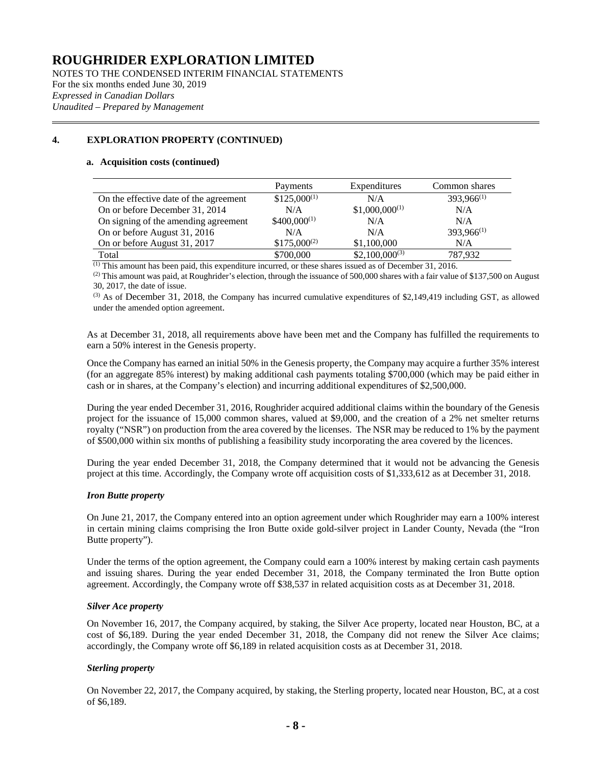# ROUGHRIDER EXPLORATION LIMITED

NOTES TO THE CONDENSED INTERIM FINANCIAL STATEMENTS
For the six months ended June 30, 2019
*Expressed in Canadian Dollars*
*Unaudited – Prepared by Management*

## 4. EXPLORATION PROPERTY (CONTINUED)

### a. Acquisition costs (continued)

| | Payments | Expenditures | Common shares |
|---|---|---|---|
| On the effective date of the agreement | $125,000[(1)] | N/A | 393,966[(1)] |
| On or before December 31, 2014 | N/A | $1,000,000[(1)] | N/A |
| On signing of the amending agreement | $400,000[(1)] | N/A | N/A |
| On or before August 31, 2016 | N/A | N/A | 393,966[(1)] |
| On or before August 31, 2017 | $175,000[(2)] | $1,100,000 | N/A |
| Total | $700,000 | $2,100,000[(3)] | 787,932 |

[(1)] This amount has been paid, this expenditure incurred, or these shares issued as of December 31, 2016.

[(2)] This amount was paid, at Roughrider's election, through the issuance of 500,000 shares with a fair value of $137,500 on August 30, 2017, the date of issue.

[(3)] As of December 31, 2018, the Company has incurred cumulative expenditures of $2,149,419 including GST, as allowed under the amended option agreement.

As at December 31, 2018, all requirements above have been met and the Company has fulfilled the requirements to earn a 50% interest in the Genesis property.

Once the Company has earned an initial 50% in the Genesis property, the Company may acquire a further 35% interest (for an aggregate 85% interest) by making additional cash payments totaling $700,000 (which may be paid either in cash or in shares, at the Company's election) and incurring additional expenditures of $2,500,000.

During the year ended December 31, 2016, Roughrider acquired additional claims within the boundary of the Genesis project for the issuance of 15,000 common shares, valued at $9,000, and the creation of a 2% net smelter returns royalty ("NSR") on production from the area covered by the licenses. The NSR may be reduced to 1% by the payment of $500,000 within six months of publishing a feasibility study incorporating the area covered by the licences.

During the year ended December 31, 2018, the Company determined that it would not be advancing the Genesis project at this time. Accordingly, the Company wrote off acquisition costs of $1,333,612 as at December 31, 2018.

***Iron Butte property***

On June 21, 2017, the Company entered into an option agreement under which Roughrider may earn a 100% interest in certain mining claims comprising the Iron Butte oxide gold-silver project in Lander County, Nevada (the "Iron Butte property").

Under the terms of the option agreement, the Company could earn a 100% interest by making certain cash payments and issuing shares. During the year ended December 31, 2018, the Company terminated the Iron Butte option agreement. Accordingly, the Company wrote off $38,537 in related acquisition costs as at December 31, 2018.

***Silver Ace property***

On November 16, 2017, the Company acquired, by staking, the Silver Ace property, located near Houston, BC, at a cost of $6,189. During the year ended December 31, 2018, the Company did not renew the Silver Ace claims; accordingly, the Company wrote off $6,189 in related acquisition costs as at December 31, 2018.

***Sterling property***

On November 22, 2017, the Company acquired, by staking, the Sterling property, located near Houston, BC, at a cost of $6,189.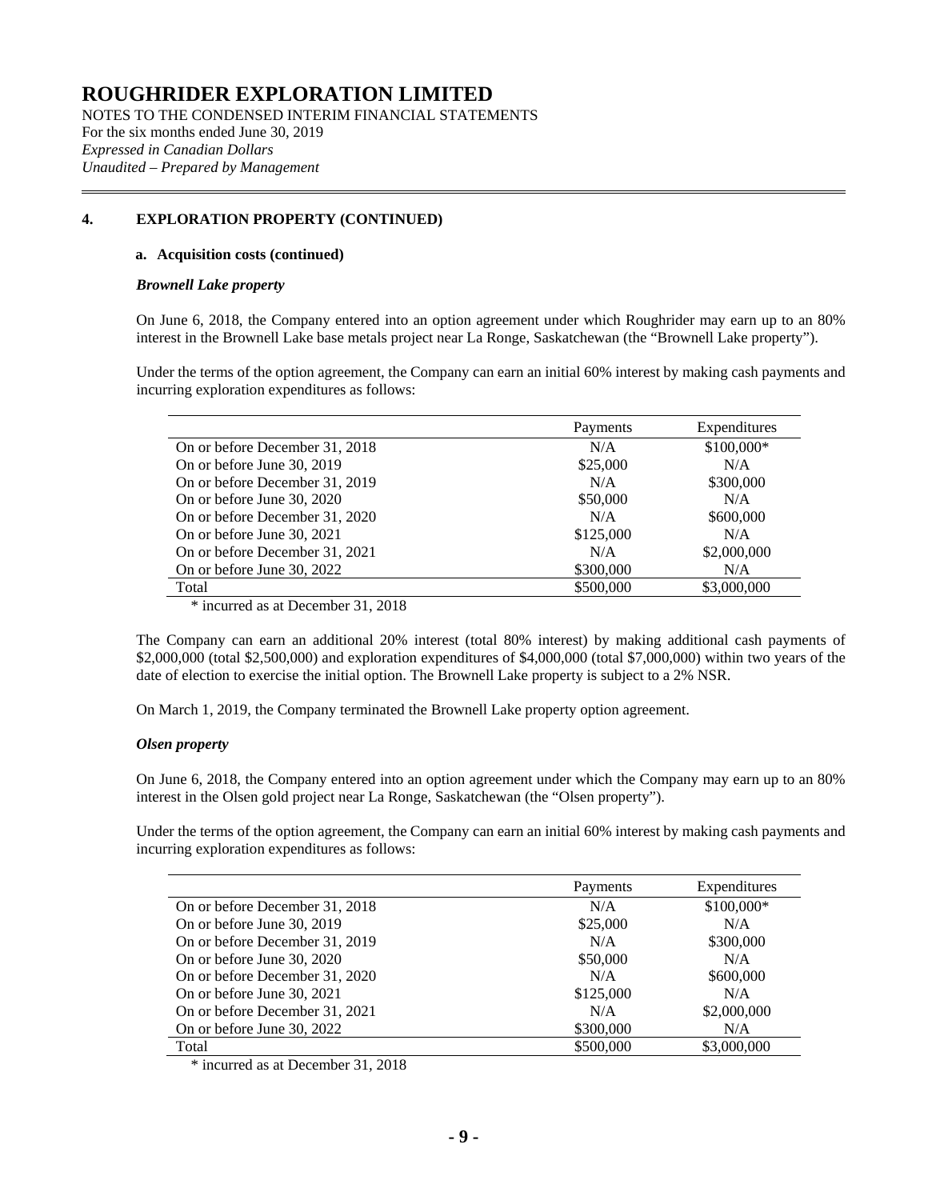# ROUGHRIDER EXPLORATION LIMITED

NOTES TO THE CONDENSED INTERIM FINANCIAL STATEMENTS
For the six months ended June 30, 2019
*Expressed in Canadian Dollars*
*Unaudited – Prepared by Management*

## 4. EXPLORATION PROPERTY (CONTINUED)

### a. Acquisition costs (continued)

***Brownell Lake property***

On June 6, 2018, the Company entered into an option agreement under which Roughrider may earn up to an 80% interest in the Brownell Lake base metals project near La Ronge, Saskatchewan (the "Brownell Lake property").

Under the terms of the option agreement, the Company can earn an initial 60% interest by making cash payments and incurring exploration expenditures as follows:

| | Payments | Expenditures |
|---|---|---|
| On or before December 31, 2018 | N/A | $100,000* |
| On or before June 30, 2019 | $25,000 | N/A |
| On or before December 31, 2019 | N/A | $300,000 |
| On or before June 30, 2020 | $50,000 | N/A |
| On or before December 31, 2020 | N/A | $600,000 |
| On or before June 30, 2021 | $125,000 | N/A |
| On or before December 31, 2021 | N/A | $2,000,000 |
| On or before June 30, 2022 | $300,000 | N/A |
| Total | $500,000 | $3,000,000 |

\* incurred as at December 31, 2018

The Company can earn an additional 20% interest (total 80% interest) by making additional cash payments of $2,000,000 (total $2,500,000) and exploration expenditures of $4,000,000 (total $7,000,000) within two years of the date of election to exercise the initial option. The Brownell Lake property is subject to a 2% NSR.

On March 1, 2019, the Company terminated the Brownell Lake property option agreement.

***Olsen property***

On June 6, 2018, the Company entered into an option agreement under which the Company may earn up to an 80% interest in the Olsen gold project near La Ronge, Saskatchewan (the "Olsen property").

Under the terms of the option agreement, the Company can earn an initial 60% interest by making cash payments and incurring exploration expenditures as follows:

| | Payments | Expenditures |
|---|---|---|
| On or before December 31, 2018 | N/A | $100,000* |
| On or before June 30, 2019 | $25,000 | N/A |
| On or before December 31, 2019 | N/A | $300,000 |
| On or before June 30, 2020 | $50,000 | N/A |
| On or before December 31, 2020 | N/A | $600,000 |
| On or before June 30, 2021 | $125,000 | N/A |
| On or before December 31, 2021 | N/A | $2,000,000 |
| On or before June 30, 2022 | $300,000 | N/A |
| Total | $500,000 | $3,000,000 |

\* incurred as at December 31, 2018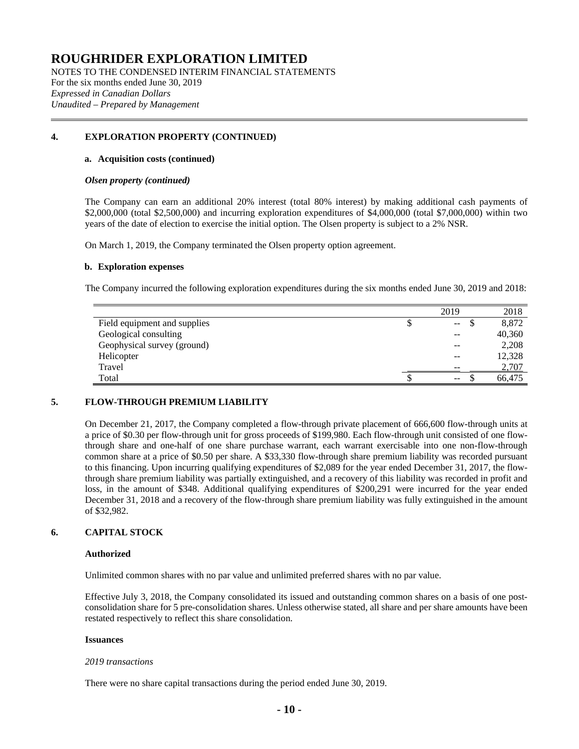# ROUGHRIDER EXPLORATION LIMITED

NOTES TO THE CONDENSED INTERIM FINANCIAL STATEMENTS
For the six months ended June 30, 2019
*Expressed in Canadian Dollars*
*Unaudited – Prepared by Management*

## 4. EXPLORATION PROPERTY (CONTINUED)

### a. Acquisition costs (continued)

***Olsen property (continued)***

The Company can earn an additional 20% interest (total 80% interest) by making additional cash payments of $2,000,000 (total $2,500,000) and incurring exploration expenditures of $4,000,000 (total $7,000,000) within two years of the date of election to exercise the initial option. The Olsen property is subject to a 2% NSR.

On March 1, 2019, the Company terminated the Olsen property option agreement.

### b. Exploration expenses

The Company incurred the following exploration expenditures during the six months ended June 30, 2019 and 2018:

| | 2019 | 2018 |
|---|---|---|
| Field equipment and supplies | $ -- | $ 8,872 |
| Geological consulting | -- | 40,360 |
| Geophysical survey (ground) | -- | 2,208 |
| Helicopter | -- | 12,328 |
| Travel | -- | 2,707 |
| Total | $ -- | $ 66,475 |

## 5. FLOW-THROUGH PREMIUM LIABILITY

On December 21, 2017, the Company completed a flow-through private placement of 666,600 flow-through units at a price of $0.30 per flow-through unit for gross proceeds of $199,980. Each flow-through unit consisted of one flow-through share and one-half of one share purchase warrant, each warrant exercisable into one non-flow-through common share at a price of $0.50 per share. A $33,330 flow-through share premium liability was recorded pursuant to this financing. Upon incurring qualifying expenditures of $2,089 for the year ended December 31, 2017, the flow-through share premium liability was partially extinguished, and a recovery of this liability was recorded in profit and loss, in the amount of $348. Additional qualifying expenditures of $200,291 were incurred for the year ended December 31, 2018 and a recovery of the flow-through share premium liability was fully extinguished in the amount of $32,982.

## 6. CAPITAL STOCK

**Authorized**

Unlimited common shares with no par value and unlimited preferred shares with no par value.

Effective July 3, 2018, the Company consolidated its issued and outstanding common shares on a basis of one post-consolidation share for 5 pre-consolidation shares. Unless otherwise stated, all share and per share amounts have been restated respectively to reflect this share consolidation.

**Issuances**

*2019 transactions*

There were no share capital transactions during the period ended June 30, 2019.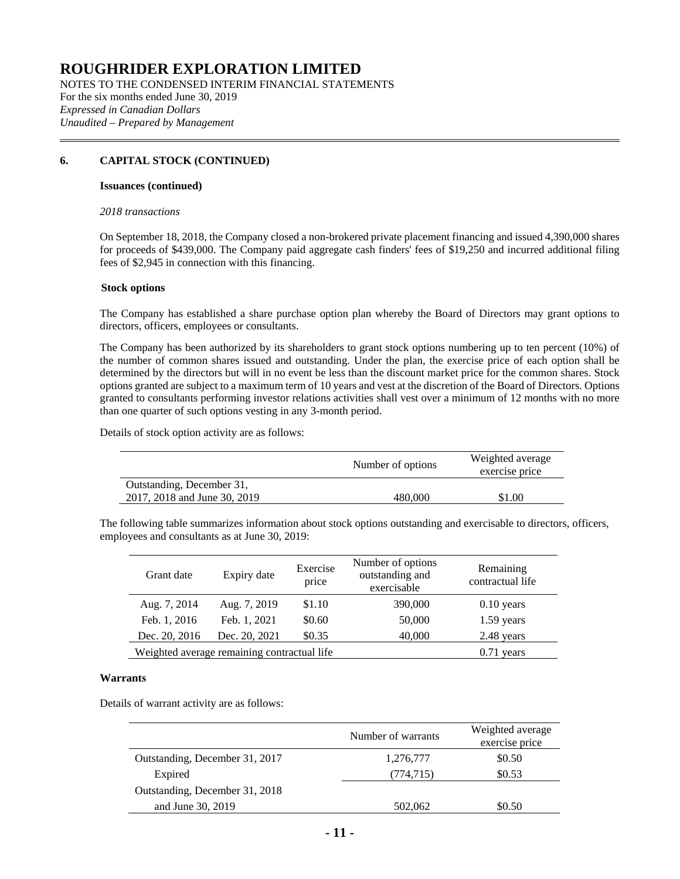# ROUGHRIDER EXPLORATION LIMITED

NOTES TO THE CONDENSED INTERIM FINANCIAL STATEMENTS
For the six months ended June 30, 2019
*Expressed in Canadian Dollars*
*Unaudited – Prepared by Management*

## 6. CAPITAL STOCK (CONTINUED)

**Issuances (continued)**

*2018 transactions*

On September 18, 2018, the Company closed a non-brokered private placement financing and issued 4,390,000 shares for proceeds of $439,000. The Company paid aggregate cash finders' fees of $19,250 and incurred additional filing fees of $2,945 in connection with this financing.

**Stock options**

The Company has established a share purchase option plan whereby the Board of Directors may grant options to directors, officers, employees or consultants.

The Company has been authorized by its shareholders to grant stock options numbering up to ten percent (10%) of the number of common shares issued and outstanding. Under the plan, the exercise price of each option shall be determined by the directors but will in no event be less than the discount market price for the common shares. Stock options granted are subject to a maximum term of 10 years and vest at the discretion of the Board of Directors. Options granted to consultants performing investor relations activities shall vest over a minimum of 12 months with no more than one quarter of such options vesting in any 3-month period.

Details of stock option activity are as follows:

| | Number of options | Weighted average exercise price |
|---|---|---|
| Outstanding, December 31, 2017, 2018 and June 30, 2019 | 480,000 | $1.00 |

The following table summarizes information about stock options outstanding and exercisable to directors, officers, employees and consultants as at June 30, 2019:

| Grant date | Expiry date | Exercise price | Number of options outstanding and exercisable | Remaining contractual life |
|---|---|---|---|---|
| Aug. 7, 2014 | Aug. 7, 2019 | $1.10 | 390,000 | 0.10 years |
| Feb. 1, 2016 | Feb. 1, 2021 | $0.60 | 50,000 | 1.59 years |
| Dec. 20, 2016 | Dec. 20, 2021 | $0.35 | 40,000 | 2.48 years |
| Weighted average remaining contractual life | | | | 0.71 years |

**Warrants**

Details of warrant activity are as follows:

| | Number of warrants | Weighted average exercise price |
|---|---|---|
| Outstanding, December 31, 2017 | 1,276,777 | $0.50 |
| Expired | (774,715) | $0.53 |
| Outstanding, December 31, 2018 and June 30, 2019 | 502,062 | $0.50 |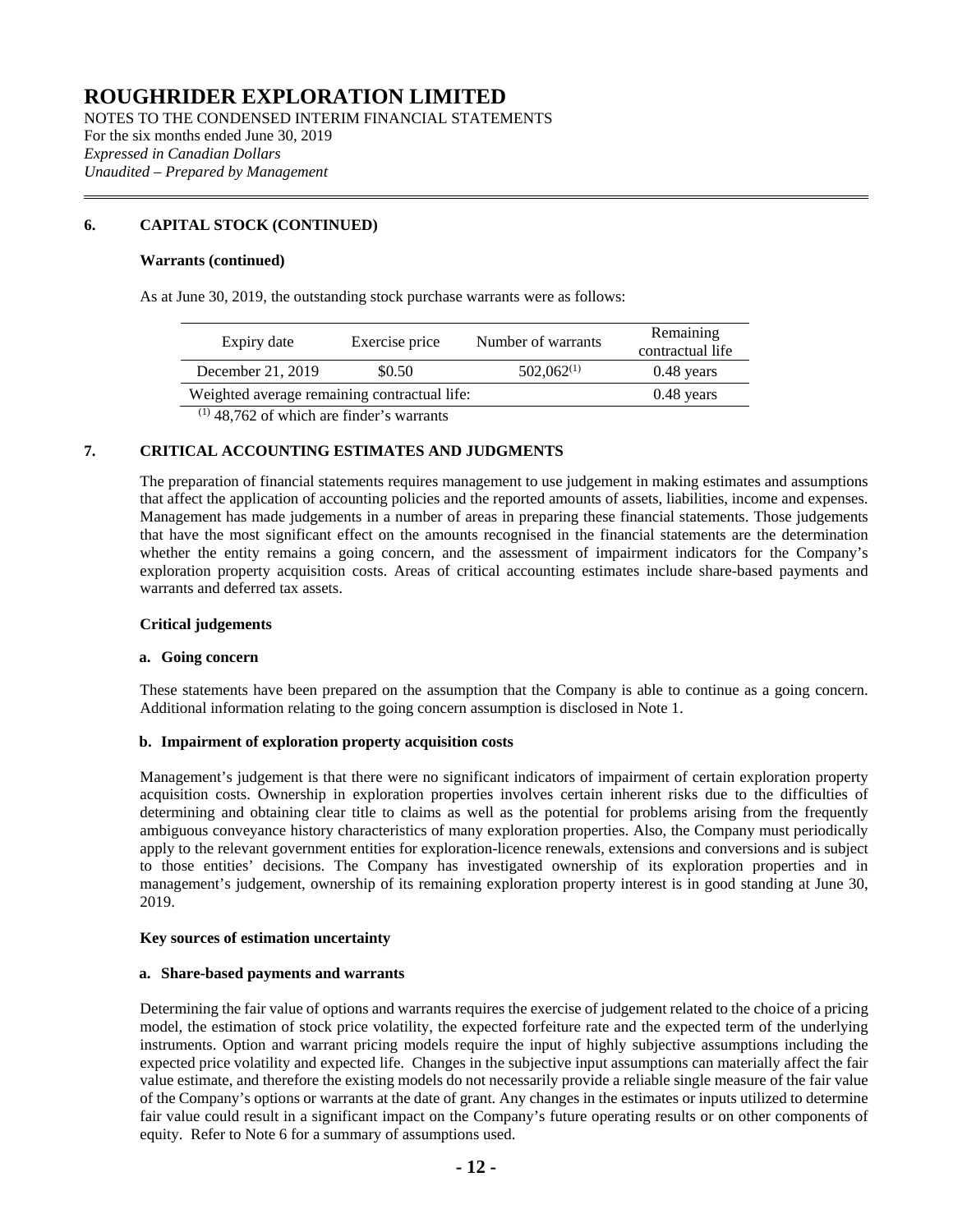## 6. CAPITAL STOCK (CONTINUED)

**Warrants (continued)**

As at June 30, 2019, the outstanding stock purchase warrants were as follows:

| Expiry date | Exercise price | Number of warrants | Remaining contractual life |
|---|---|---|---|
| December 21, 2019 | $0.50 | 502,062[(1)] | 0.48 years |
| Weighted average remaining contractual life: | | | 0.48 years |

[(1)] 48,762 of which are finder's warrants

## 7. CRITICAL ACCOUNTING ESTIMATES AND JUDGMENTS

The preparation of financial statements requires management to use judgement in making estimates and assumptions that affect the application of accounting policies and the reported amounts of assets, liabilities, income and expenses. Management has made judgements in a number of areas in preparing these financial statements. Those judgements that have the most significant effect on the amounts recognised in the financial statements are the determination whether the entity remains a going concern, and the assessment of impairment indicators for the Company's exploration property acquisition costs. Areas of critical accounting estimates include share-based payments and warrants and deferred tax assets.

**Critical judgements**

**a. Going concern**

These statements have been prepared on the assumption that the Company is able to continue as a going concern. Additional information relating to the going concern assumption is disclosed in Note 1.

**b. Impairment of exploration property acquisition costs**

Management's judgement is that there were no significant indicators of impairment of certain exploration property acquisition costs. Ownership in exploration properties involves certain inherent risks due to the difficulties of determining and obtaining clear title to claims as well as the potential for problems arising from the frequently ambiguous conveyance history characteristics of many exploration properties. Also, the Company must periodically apply to the relevant government entities for exploration-licence renewals, extensions and conversions and is subject to those entities' decisions. The Company has investigated ownership of its exploration properties and in management's judgement, ownership of its remaining exploration property interest is in good standing at June 30, 2019.

**Key sources of estimation uncertainty**

**a. Share-based payments and warrants**

Determining the fair value of options and warrants requires the exercise of judgement related to the choice of a pricing model, the estimation of stock price volatility, the expected forfeiture rate and the expected term of the underlying instruments. Option and warrant pricing models require the input of highly subjective assumptions including the expected price volatility and expected life. Changes in the subjective input assumptions can materially affect the fair value estimate, and therefore the existing models do not necessarily provide a reliable single measure of the fair value of the Company's options or warrants at the date of grant. Any changes in the estimates or inputs utilized to determine fair value could result in a significant impact on the Company's future operating results or on other components of equity. Refer to Note 6 for a summary of assumptions used.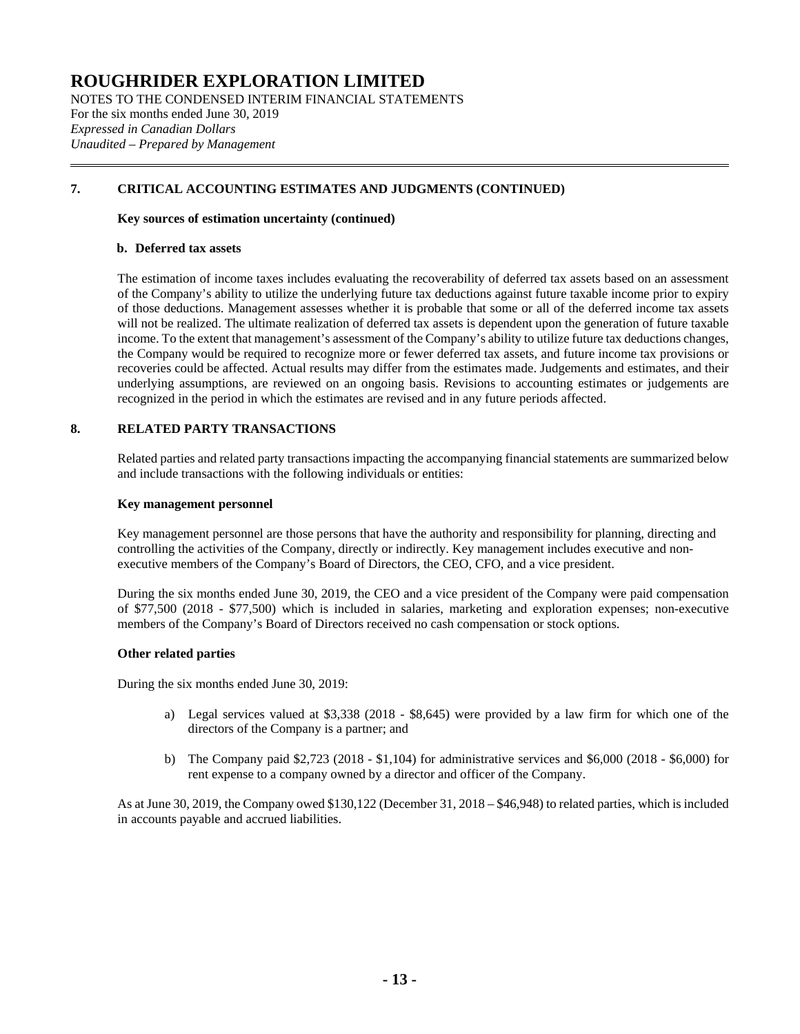# ROUGHRIDER EXPLORATION LIMITED

NOTES TO THE CONDENSED INTERIM FINANCIAL STATEMENTS
For the six months ended June 30, 2019
*Expressed in Canadian Dollars*
*Unaudited – Prepared by Management*

## 7. CRITICAL ACCOUNTING ESTIMATES AND JUDGMENTS (CONTINUED)

**Key sources of estimation uncertainty (continued)**

**b. Deferred tax assets**

The estimation of income taxes includes evaluating the recoverability of deferred tax assets based on an assessment of the Company's ability to utilize the underlying future tax deductions against future taxable income prior to expiry of those deductions. Management assesses whether it is probable that some or all of the deferred income tax assets will not be realized. The ultimate realization of deferred tax assets is dependent upon the generation of future taxable income. To the extent that management's assessment of the Company's ability to utilize future tax deductions changes, the Company would be required to recognize more or fewer deferred tax assets, and future income tax provisions or recoveries could be affected. Actual results may differ from the estimates made. Judgements and estimates, and their underlying assumptions, are reviewed on an ongoing basis. Revisions to accounting estimates or judgements are recognized in the period in which the estimates are revised and in any future periods affected.

## 8. RELATED PARTY TRANSACTIONS

Related parties and related party transactions impacting the accompanying financial statements are summarized below and include transactions with the following individuals or entities:

**Key management personnel**

Key management personnel are those persons that have the authority and responsibility for planning, directing and controlling the activities of the Company, directly or indirectly. Key management includes executive and non-executive members of the Company's Board of Directors, the CEO, CFO, and a vice president.

During the six months ended June 30, 2019, the CEO and a vice president of the Company were paid compensation of $77,500 (2018 - $77,500) which is included in salaries, marketing and exploration expenses; non-executive members of the Company's Board of Directors received no cash compensation or stock options.

**Other related parties**

During the six months ended June 30, 2019:

a) Legal services valued at $3,338 (2018 - $8,645) were provided by a law firm for which one of the directors of the Company is a partner; and

b) The Company paid $2,723 (2018 - $1,104) for administrative services and $6,000 (2018 - $6,000) for rent expense to a company owned by a director and officer of the Company.

As at June 30, 2019, the Company owed $130,122 (December 31, 2018 – $46,948) to related parties, which is included in accounts payable and accrued liabilities.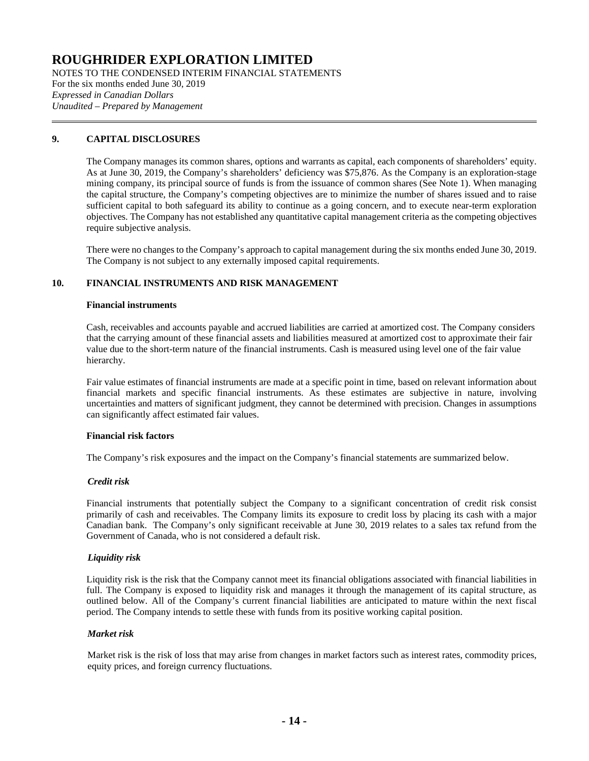# ROUGHRIDER EXPLORATION LIMITED

NOTES TO THE CONDENSED INTERIM FINANCIAL STATEMENTS
For the six months ended June 30, 2019
*Expressed in Canadian Dollars*
*Unaudited – Prepared by Management*

## 9. CAPITAL DISCLOSURES

The Company manages its common shares, options and warrants as capital, each components of shareholders' equity. As at June 30, 2019, the Company's shareholders' deficiency was $75,876. As the Company is an exploration-stage mining company, its principal source of funds is from the issuance of common shares (See Note 1). When managing the capital structure, the Company's competing objectives are to minimize the number of shares issued and to raise sufficient capital to both safeguard its ability to continue as a going concern, and to execute near-term exploration objectives. The Company has not established any quantitative capital management criteria as the competing objectives require subjective analysis.

There were no changes to the Company's approach to capital management during the six months ended June 30, 2019. The Company is not subject to any externally imposed capital requirements.

## 10. FINANCIAL INSTRUMENTS AND RISK MANAGEMENT

**Financial instruments**

Cash, receivables and accounts payable and accrued liabilities are carried at amortized cost. The Company considers that the carrying amount of these financial assets and liabilities measured at amortized cost to approximate their fair value due to the short-term nature of the financial instruments. Cash is measured using level one of the fair value hierarchy.

Fair value estimates of financial instruments are made at a specific point in time, based on relevant information about financial markets and specific financial instruments. As these estimates are subjective in nature, involving uncertainties and matters of significant judgment, they cannot be determined with precision. Changes in assumptions can significantly affect estimated fair values.

**Financial risk factors**

The Company's risk exposures and the impact on the Company's financial statements are summarized below.

***Credit risk***

Financial instruments that potentially subject the Company to a significant concentration of credit risk consist primarily of cash and receivables. The Company limits its exposure to credit loss by placing its cash with a major Canadian bank. The Company's only significant receivable at June 30, 2019 relates to a sales tax refund from the Government of Canada, who is not considered a default risk.

***Liquidity risk***

Liquidity risk is the risk that the Company cannot meet its financial obligations associated with financial liabilities in full. The Company is exposed to liquidity risk and manages it through the management of its capital structure, as outlined below. All of the Company's current financial liabilities are anticipated to mature within the next fiscal period. The Company intends to settle these with funds from its positive working capital position.

***Market risk***

Market risk is the risk of loss that may arise from changes in market factors such as interest rates, commodity prices, equity prices, and foreign currency fluctuations.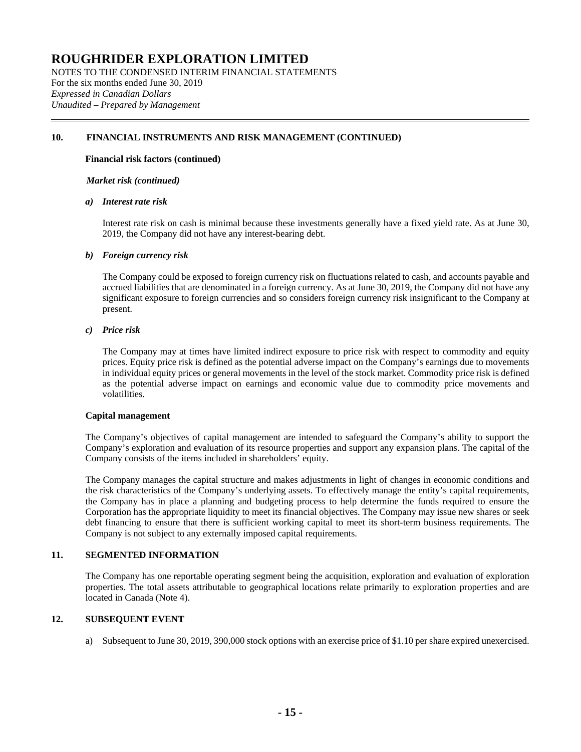## 10. FINANCIAL INSTRUMENTS AND RISK MANAGEMENT (CONTINUED)

**Financial risk factors (continued)**

***Market risk (continued)***

***a) Interest rate risk***

Interest rate risk on cash is minimal because these investments generally have a fixed yield rate. As at June 30, 2019, the Company did not have any interest-bearing debt.

***b) Foreign currency risk***

The Company could be exposed to foreign currency risk on fluctuations related to cash, and accounts payable and accrued liabilities that are denominated in a foreign currency. As at June 30, 2019, the Company did not have any significant exposure to foreign currencies and so considers foreign currency risk insignificant to the Company at present.

***c) Price risk***

The Company may at times have limited indirect exposure to price risk with respect to commodity and equity prices. Equity price risk is defined as the potential adverse impact on the Company's earnings due to movements in individual equity prices or general movements in the level of the stock market. Commodity price risk is defined as the potential adverse impact on earnings and economic value due to commodity price movements and volatilities.

**Capital management**

The Company's objectives of capital management are intended to safeguard the Company's ability to support the Company's exploration and evaluation of its resource properties and support any expansion plans. The capital of the Company consists of the items included in shareholders' equity.

The Company manages the capital structure and makes adjustments in light of changes in economic conditions and the risk characteristics of the Company's underlying assets. To effectively manage the entity's capital requirements, the Company has in place a planning and budgeting process to help determine the funds required to ensure the Corporation has the appropriate liquidity to meet its financial objectives. The Company may issue new shares or seek debt financing to ensure that there is sufficient working capital to meet its short-term business requirements. The Company is not subject to any externally imposed capital requirements.

## 11. SEGMENTED INFORMATION

The Company has one reportable operating segment being the acquisition, exploration and evaluation of exploration properties. The total assets attributable to geographical locations relate primarily to exploration properties and are located in Canada (Note 4).

## 12. SUBSEQUENT EVENT

a) Subsequent to June 30, 2019, 390,000 stock options with an exercise price of $1.10 per share expired unexercised.